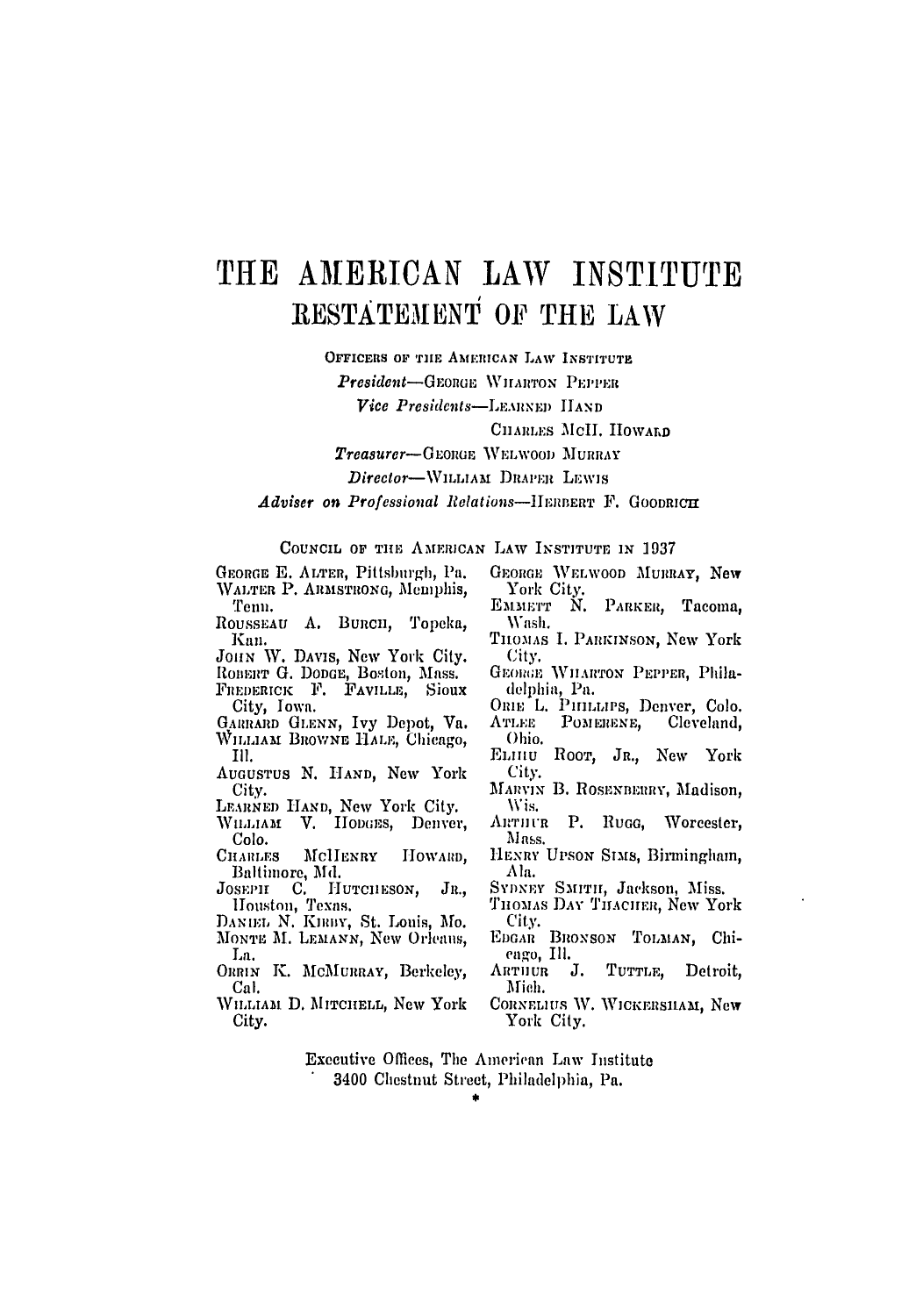# THE AMERICAN LAW INSTITUTE

## RESTATEMENT OF THE LAW

OFFICERS OF THE AMERICAN LAW INSTITUTE

*President*—GEORGE WHARTON PEPPER

*Vice Presidents*—LEARNED HAND
CHARLES McH. HOWARD

*Treasurer*—GEORGE WELWOOD MURRAY

*Director*—WILLIAM DRAPER LEWIS

*Adviser on Professional Relations*—HERBERT F. GOODRICH

COUNCIL OF THE AMERICAN LAW INSTITUTE IN 1937

GEORGE E. ALTER, Pittsburgh, Pa.
WALTER P. ARMSTRONG, Memphis, Tenn.
ROUSSEAU A. BURCH, Topeka, Kan.
JOHN W. DAVIS, New York City.
ROBERT G. DODGE, Boston, Mass.
FREDERICK F. FAVILLE, Sioux City, Iowa.
GARRARD GLENN, Ivy Depot, Va.
WILLIAM BROWNE HALE, Chicago, Ill.
AUGUSTUS N. HAND, New York City.
LEARNED HAND, New York City.
WILLIAM V. HODGES, Denver, Colo.
CHARLES McHENRY HOWARD, Baltimore, Md.
JOSEPH C. HUTCHESON, JR., Houston, Texas.
DANIEL N. KIRBY, St. Louis, Mo.
MONTE M. LEMANN, New Orleans, La.
ORRIN K. McMURRAY, Berkeley, Cal.
WILLIAM D. MITCHELL, New York City.
GEORGE WELWOOD MURRAY, New York City.
EMMETT N. PARKER, Tacoma, Wash.
THOMAS I. PARKINSON, New York City.
GEORGE WHARTON PEPPER, Philadelphia, Pa.
ORIE L. PHILLIPS, Denver, Colo.
ATLEE POMERENE, Cleveland, Ohio.
ELIHU ROOT, JR., New York City.
MARVIN B. ROSENBERRY, Madison, Wis.
ARTHUR P. RUGG, Worcester, Mass.
HENRY UPSON SIMS, Birmingham, Ala.
SYDNEY SMITH, Jackson, Miss.
THOMAS DAY THACHER, New York City.
EDGAR BRONSON TOLMAN, Chicago, Ill.
ARTHUR J. TUTTLE, Detroit, Mich.
CORNELIUS W. WICKERSHAM, New York City.

Executive Offices, The American Law Institute
3400 Chestnut Street, Philadelphia, Pa.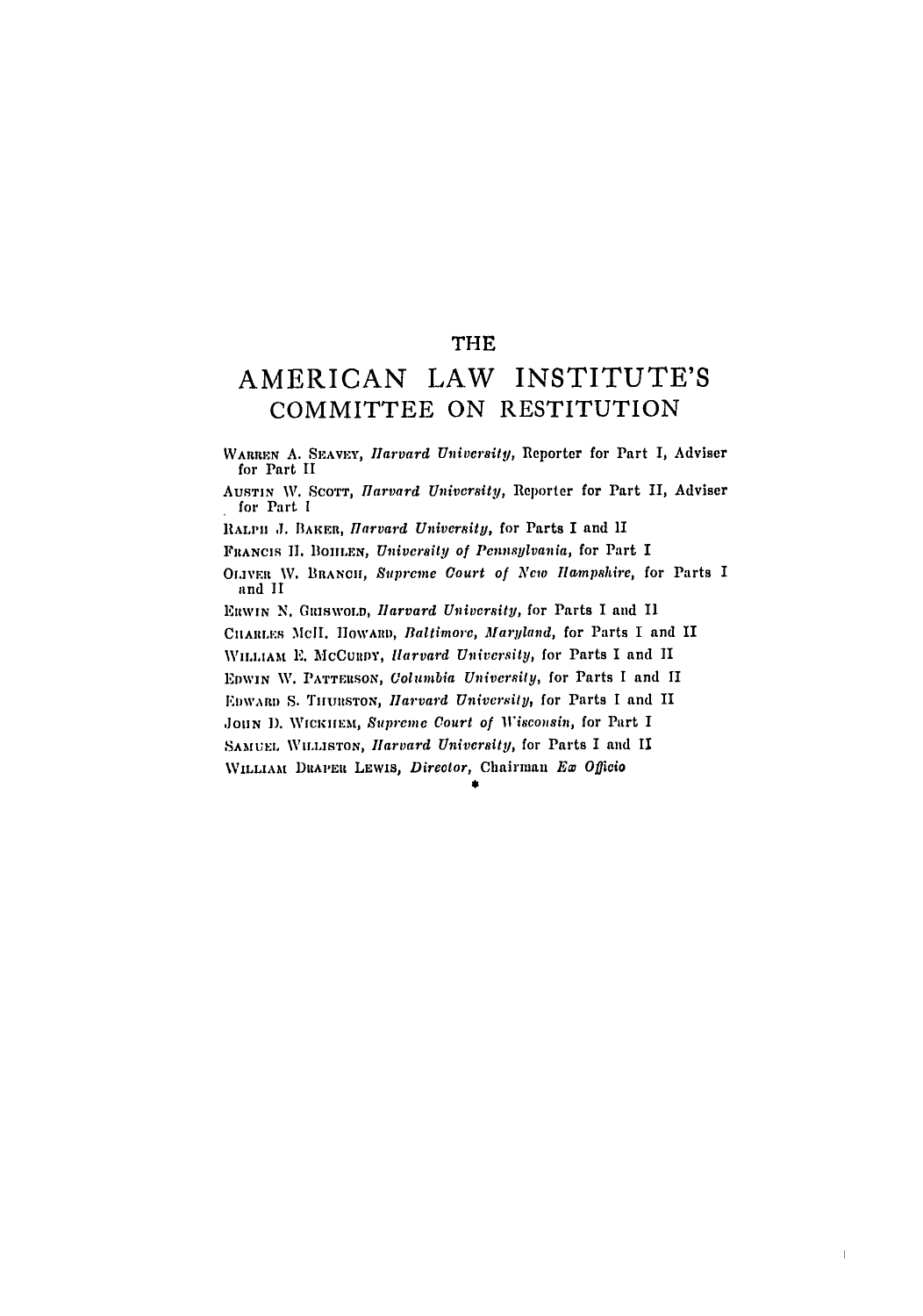# THE AMERICAN LAW INSTITUTE'S COMMITTEE ON RESTITUTION

WARREN A. SEAVEY, *Harvard University*, Reporter for Part I, Adviser for Part II

AUSTIN W. SCOTT, *Harvard University*, Reporter for Part II, Adviser for Part I

RALPH J. BAKER, *Harvard University*, for Parts I and II

FRANCIS H. BOHLEN, *University of Pennsylvania*, for Part I

OLIVER W. BRANCH, *Supreme Court of New Hampshire*, for Parts I and II

ERWIN N. GRISWOLD, *Harvard University*, for Parts I and II

CHARLES McH. HOWARD, *Baltimore, Maryland*, for Parts I and II

WILLIAM E. McCURDY, *Harvard University*, for Parts I and II

EDWIN W. PATTERSON, *Columbia University*, for Parts I and II

EDWARD S. THURSTON, *Harvard University*, for Parts I and II

JOHN D. WICKHEM, *Supreme Court of Wisconsin*, for Part I

SAMUEL WILLISTON, *Harvard University*, for Parts I and II

WILLIAM DRAPER LEWIS, *Director*, Chairman *Ex Officio*